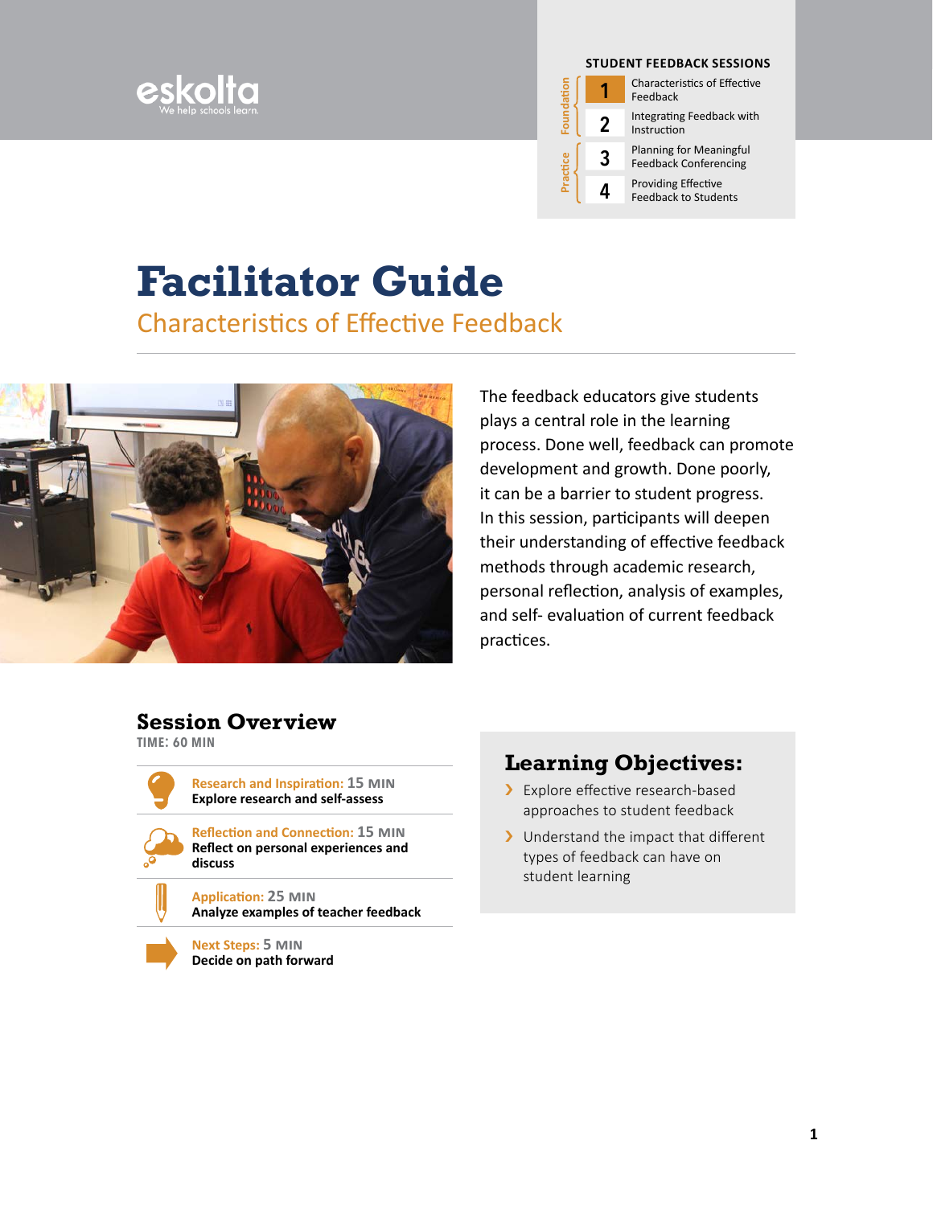eskolta
We help schools learn.

**STUDENT FEEDBACK SESSIONS**

| | | |
|---|---|---|
| Foundation | 1 | Characteristics of Effective Feedback |
| | 2 | Integrating Feedback with Instruction |
| Practice | 3 | Planning for Meaningful Feedback Conferencing |
| | 4 | Providing Effective Feedback to Students |

# Facilitator Guide

## Characteristics of Effective Feedback

The feedback educators give students plays a central role in the learning process. Done well, feedback can promote development and growth. Done poorly, it can be a barrier to student progress. In this session, participants will deepen their understanding of effective feedback methods through academic research, personal reflection, analysis of examples, and self- evaluation of current feedback practices.

## Session Overview

TIME: 60 MIN

- **Research and Inspiration: 15 MIN**
  **Explore research and self-assess**
- **Reflection and Connection: 15 MIN**
  **Reflect on personal experiences and discuss**
- **Application: 25 MIN**
  **Analyze examples of teacher feedback**
- **Next Steps: 5 MIN**
  **Decide on path forward**

## Learning Objectives:

- Explore effective research-based approaches to student feedback
- Understand the impact that different types of feedback can have on student learning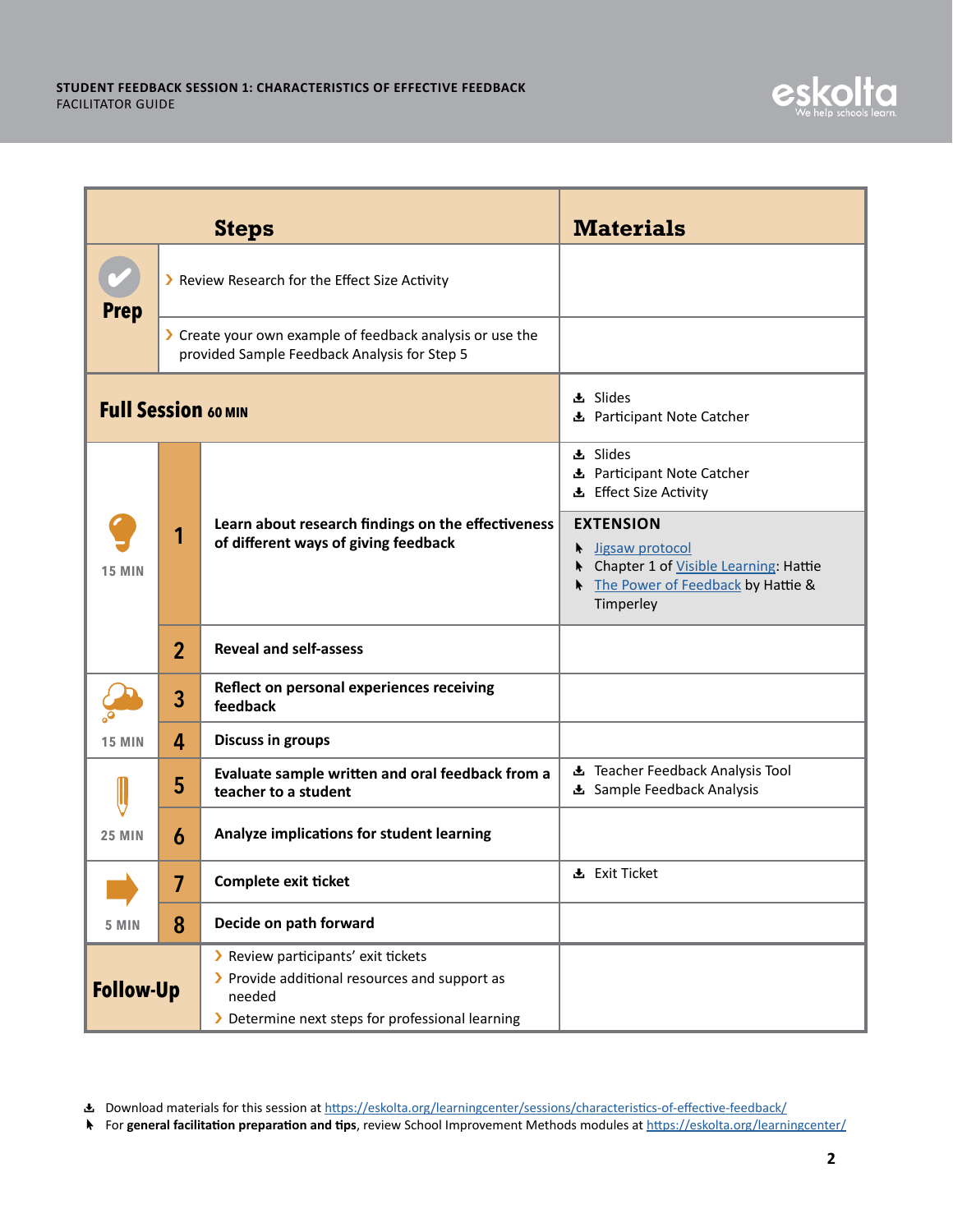| Steps | | | Materials |
|---|---|---|---|
| Prep | | Review Research for the Effect Size Activity | |
| | | Create your own example of feedback analysis or use the provided Sample Feedback Analysis for Step 5 | |
| **Full Session** 60 MIN | | | Slides<br>Participant Note Catcher |
| 15 MIN | 1 | **Learn about research findings on the effectiveness of different ways of giving feedback** | Slides<br>Participant Note Catcher<br>Effect Size Activity<br>**EXTENSION**<br>[Jigsaw protocol]<br>Chapter 1 of [Visible Learning]: Hattie<br>[The Power of Feedback] by Hattie & Timperley |
| | 2 | **Reveal and self-assess** | |
| 15 MIN | 3 | **Reflect on personal experiences receiving feedback** | |
| | 4 | **Discuss in groups** | |
| 25 MIN | 5 | **Evaluate sample written and oral feedback from a teacher to a student** | Teacher Feedback Analysis Tool<br>Sample Feedback Analysis |
| | 6 | **Analyze implications for student learning** | |
| 5 MIN | 7 | **Complete exit ticket** | Exit Ticket |
| | 8 | **Decide on path forward** | |
| **Follow-Up** | | Review participants' exit tickets<br>Provide additional resources and support as needed<br>Determine next steps for professional learning | |

Download materials for this session at https://eskolta.org/learningcenter/sessions/characteristics-of-effective-feedback/

For **general facilitation preparation and tips**, review School Improvement Methods modules at https://eskolta.org/learningcenter/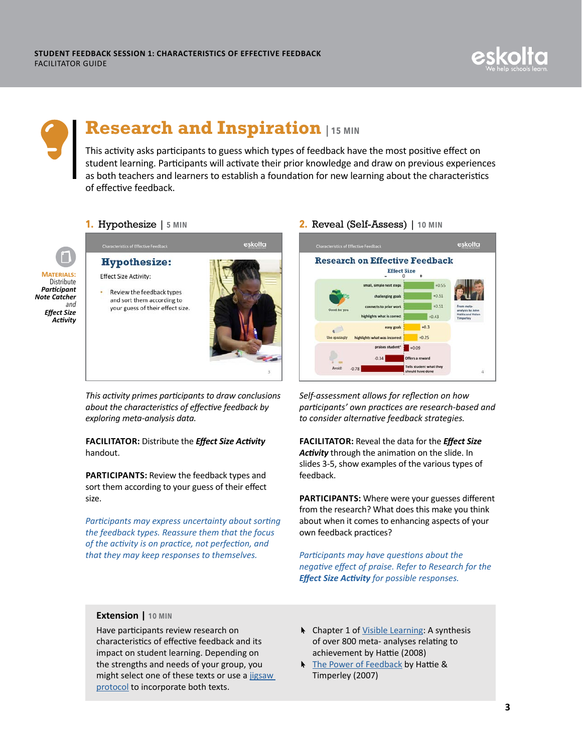# Research and Inspiration | 15 MIN

This activity asks participants to guess which types of feedback have the most positive effect on student learning. Participants will activate their prior knowledge and draw on previous experiences as both teachers and learners to establish a foundation for new learning about the characteristics of effective feedback.

**MATERIALS:** Distribute ***Participant Note Catcher*** and ***Effect Size Activity***

## 1. Hypothesize | 5 MIN

*This activity primes participants to draw conclusions about the characteristics of effective feedback by exploring meta-analysis data.*

**FACILITATOR:** Distribute the ***Effect Size Activity*** handout.

**PARTICIPANTS:** Review the feedback types and sort them according to your guess of their effect size.

*Participants may express uncertainty about sorting the feedback types. Reassure them that the focus of the activity is on practice, not perfection, and that they may keep responses to themselves.*

## 2. Reveal (Self-Assess) | 10 MIN

*Self-assessment allows for reflection on how participants' own practices are research-based and to consider alternative feedback strategies.*

**FACILITATOR:** Reveal the data for the ***Effect Size Activity*** through the animation on the slide. In slides 3-5, show examples of the various types of feedback.

**PARTICIPANTS:** Where were your guesses different from the research? What does this make you think about when it comes to enhancing aspects of your own feedback practices?

*Participants may have questions about the negative effect of praise. Refer to Research for the **Effect Size Activity** for possible responses.*

### Extension | 10 MIN

Have participants review research on characteristics of effective feedback and its impact on student learning. Depending on the strengths and needs of your group, you might select one of these texts or use a jigsaw protocol to incorporate both texts.

- Chapter 1 of Visible Learning: A synthesis of over 800 meta- analyses relating to achievement by Hattie (2008)
- The Power of Feedback by Hattie & Timperley (2007)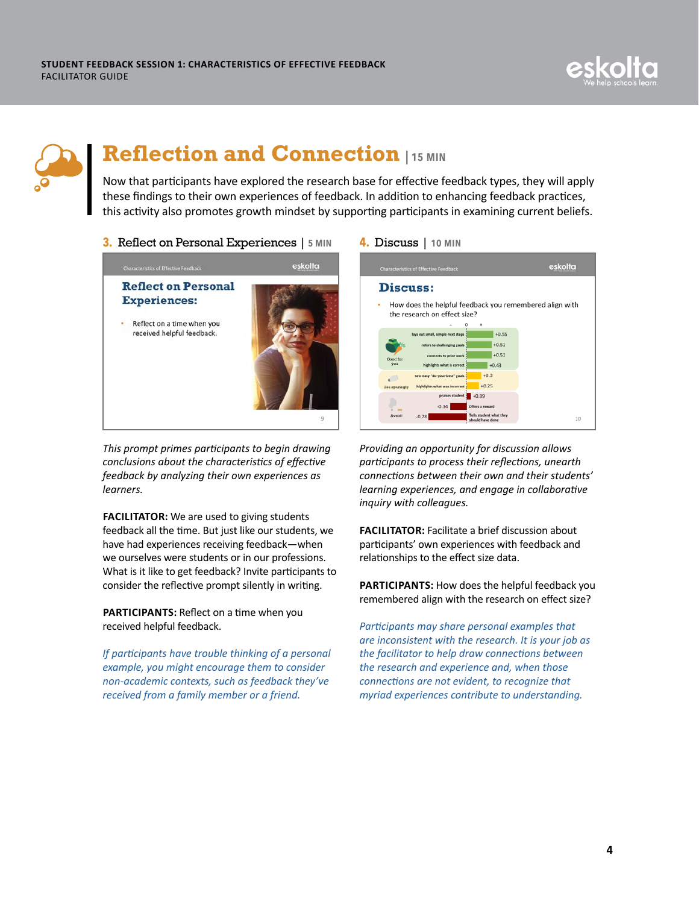## Reflection and Connection | 15 MIN

Now that participants have explored the research base for effective feedback types, they will apply these findings to their own experiences of feedback. In addition to enhancing feedback practices, this activity also promotes growth mindset by supporting participants in examining current beliefs.

### 3. Reflect on Personal Experiences | 5 MIN

*This prompt primes participants to begin drawing conclusions about the characteristics of effective feedback by analyzing their own experiences as learners.*

**FACILITATOR:** We are used to giving students feedback all the time. But just like our students, we have had experiences receiving feedback—when we ourselves were students or in our professions. What is it like to get feedback? Invite participants to consider the reflective prompt silently in writing.

**PARTICIPANTS:** Reflect on a time when you received helpful feedback.

*If participants have trouble thinking of a personal example, you might encourage them to consider non-academic contexts, such as feedback they've received from a family member or a friend.*

### 4. Discuss | 10 MIN

*Providing an opportunity for discussion allows participants to process their reflections, unearth connections between their own and their students' learning experiences, and engage in collaborative inquiry with colleagues.*

**FACILITATOR:** Facilitate a brief discussion about participants' own experiences with feedback and relationships to the effect size data.

**PARTICIPANTS:** How does the helpful feedback you remembered align with the research on effect size?

*Participants may share personal examples that are inconsistent with the research. It is your job as the facilitator to help draw connections between the research and experience and, when those connections are not evident, to recognize that myriad experiences contribute to understanding.*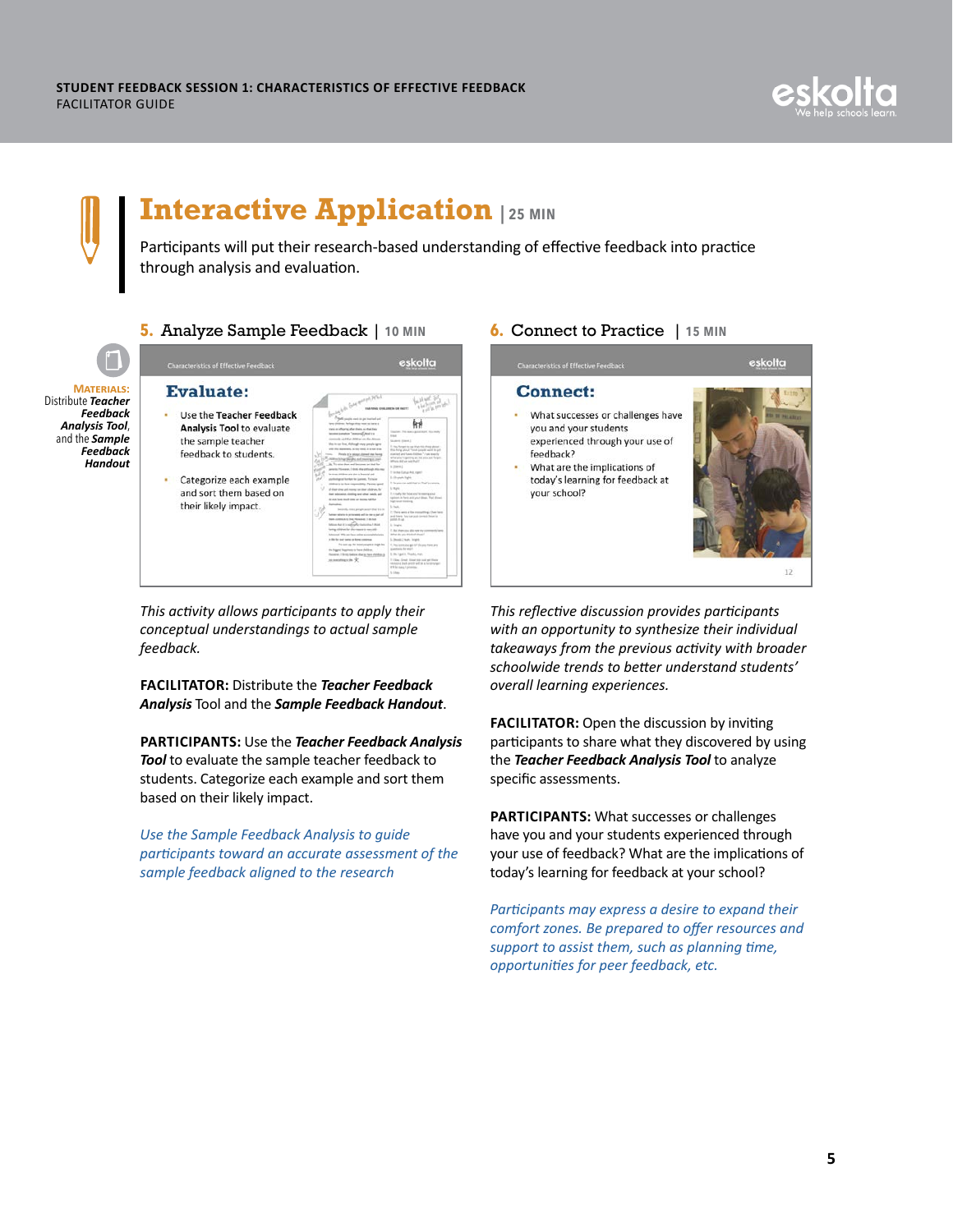# Interactive Application | 25 MIN

Participants will put their research-based understanding of effective feedback into practice through analysis and evaluation.

**MATERIALS:** Distribute ***Teacher Feedback Analysis Tool***, and the ***Sample Feedback Handout***

## 5. Analyze Sample Feedback | 10 MIN

**Evaluate:**

- Use the **Teacher Feedback Analysis Tool** to evaluate the sample teacher feedback to students.
- Categorize each example and sort them based on their likely impact.

*This activity allows participants to apply their conceptual understandings to actual sample feedback.*

**FACILITATOR:** Distribute the ***Teacher Feedback Analysis*** Tool and the ***Sample Feedback Handout***.

**PARTICIPANTS:** Use the ***Teacher Feedback Analysis Tool*** to evaluate the sample teacher feedback to students. Categorize each example and sort them based on their likely impact.

*Use the Sample Feedback Analysis to guide participants toward an accurate assessment of the sample feedback aligned to the research*

## 6. Connect to Practice | 15 MIN

**Connect:**

- What successes or challenges have you and your students experienced through your use of feedback?
- What are the implications of today's learning for feedback at your school?

*This reflective discussion provides participants with an opportunity to synthesize their individual takeaways from the previous activity with broader schoolwide trends to better understand students' overall learning experiences.*

**FACILITATOR:** Open the discussion by inviting participants to share what they discovered by using the ***Teacher Feedback Analysis Tool*** to analyze specific assessments.

**PARTICIPANTS:** What successes or challenges have you and your students experienced through your use of feedback? What are the implications of today's learning for feedback at your school?

*Participants may express a desire to expand their comfort zones. Be prepared to offer resources and support to assist them, such as planning time, opportunities for peer feedback, etc.*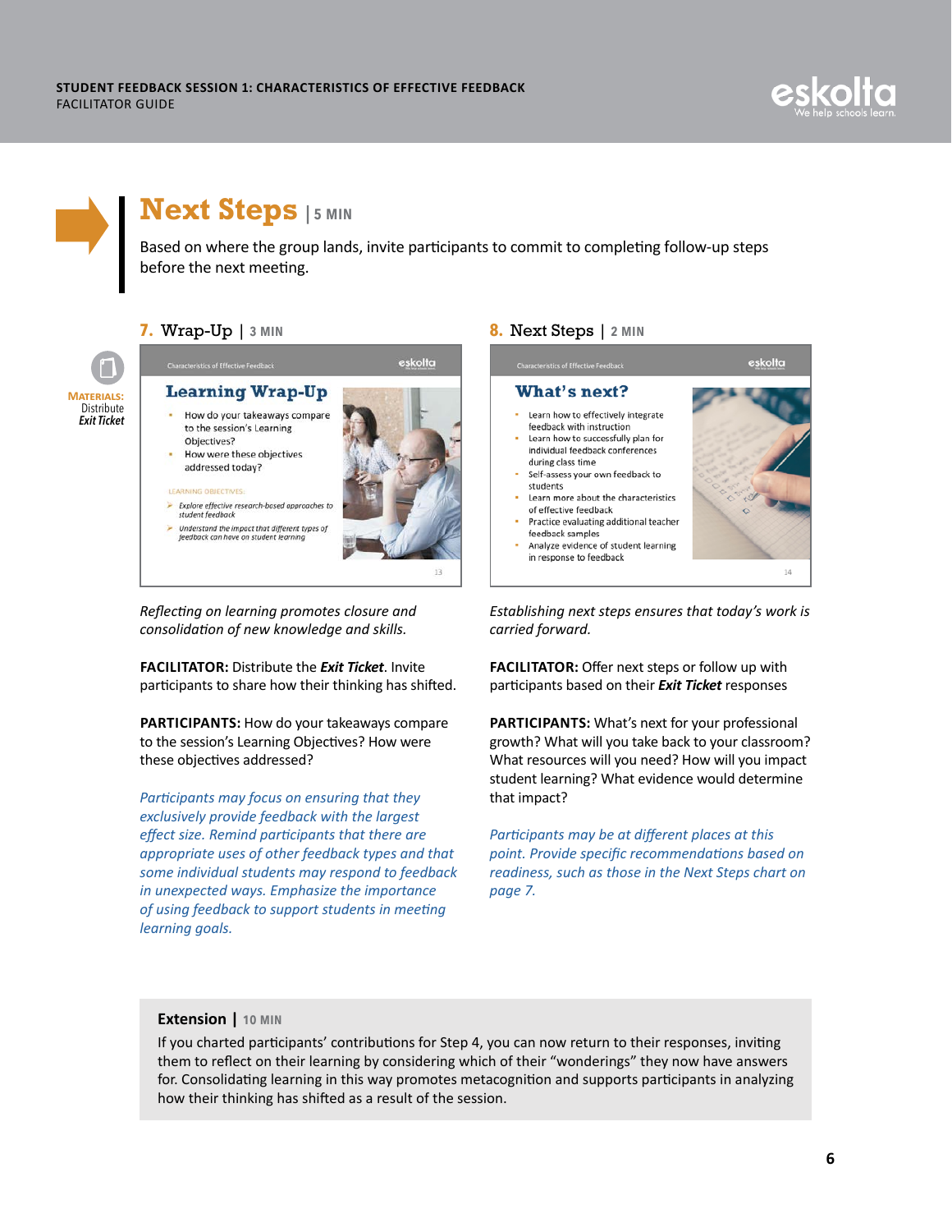# Next Steps | 5 MIN

Based on where the group lands, invite participants to commit to completing follow-up steps before the next meeting.

## 7. Wrap-Up | 3 MIN

**MATERIALS:** Distribute *Exit Ticket*

*Reflecting on learning promotes closure and consolidation of new knowledge and skills.*

**FACILITATOR:** Distribute the ***Exit Ticket***. Invite participants to share how their thinking has shifted.

**PARTICIPANTS:** How do your takeaways compare to the session's Learning Objectives? How were these objectives addressed?

*Participants may focus on ensuring that they exclusively provide feedback with the largest effect size. Remind participants that there are appropriate uses of other feedback types and that some individual students may respond to feedback in unexpected ways. Emphasize the importance of using feedback to support students in meeting learning goals.*

## 8. Next Steps | 2 MIN

*Establishing next steps ensures that today's work is carried forward.*

**FACILITATOR:** Offer next steps or follow up with participants based on their ***Exit Ticket*** responses

**PARTICIPANTS:** What's next for your professional growth? What will you take back to your classroom? What resources will you need? How will you impact student learning? What evidence would determine that impact?

*Participants may be at different places at this point. Provide specific recommendations based on readiness, such as those in the Next Steps chart on page 7.*

### Extension | 10 MIN

If you charted participants' contributions for Step 4, you can now return to their responses, inviting them to reflect on their learning by considering which of their "wonderings" they now have answers for. Consolidating learning in this way promotes metacognition and supports participants in analyzing how their thinking has shifted as a result of the session.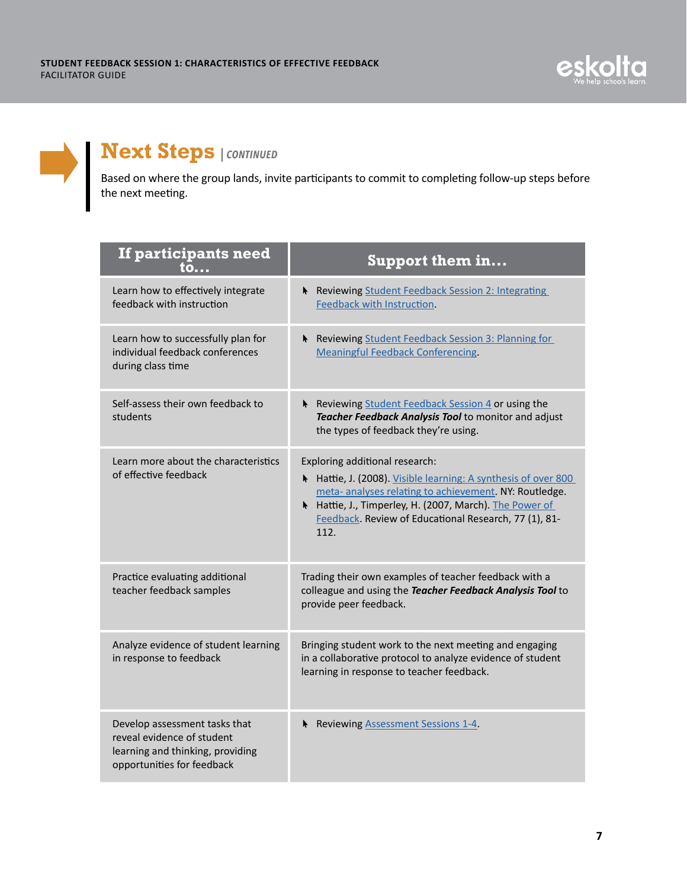## Next Steps | *CONTINUED*

Based on where the group lands, invite participants to commit to completing follow-up steps before the next meeting.

| If participants need to... | Support them in... |
|---|---|
| Learn how to effectively integrate feedback with instruction | • Reviewing Student Feedback Session 2: Integrating Feedback with Instruction. |
| Learn how to successfully plan for individual feedback conferences during class time | • Reviewing Student Feedback Session 3: Planning for Meaningful Feedback Conferencing. |
| Self-assess their own feedback to students | • Reviewing Student Feedback Session 4 or using the ***Teacher Feedback Analysis Tool*** to monitor and adjust the types of feedback they're using. |
| Learn more about the characteristics of effective feedback | Exploring additional research: <br> • Hattie, J. (2008). Visible learning: A synthesis of over 800 meta- analyses relating to achievement. NY: Routledge. <br> • Hattie, J., Timperley, H. (2007, March). The Power of Feedback. Review of Educational Research, 77 (1), 81-112. |
| Practice evaluating additional teacher feedback samples | Trading their own examples of teacher feedback with a colleague and using the ***Teacher Feedback Analysis Tool*** to provide peer feedback. |
| Analyze evidence of student learning in response to feedback | Bringing student work to the next meeting and engaging in a collaborative protocol to analyze evidence of student learning in response to teacher feedback. |
| Develop assessment tasks that reveal evidence of student learning and thinking, providing opportunities for feedback | • Reviewing Assessment Sessions 1-4. |